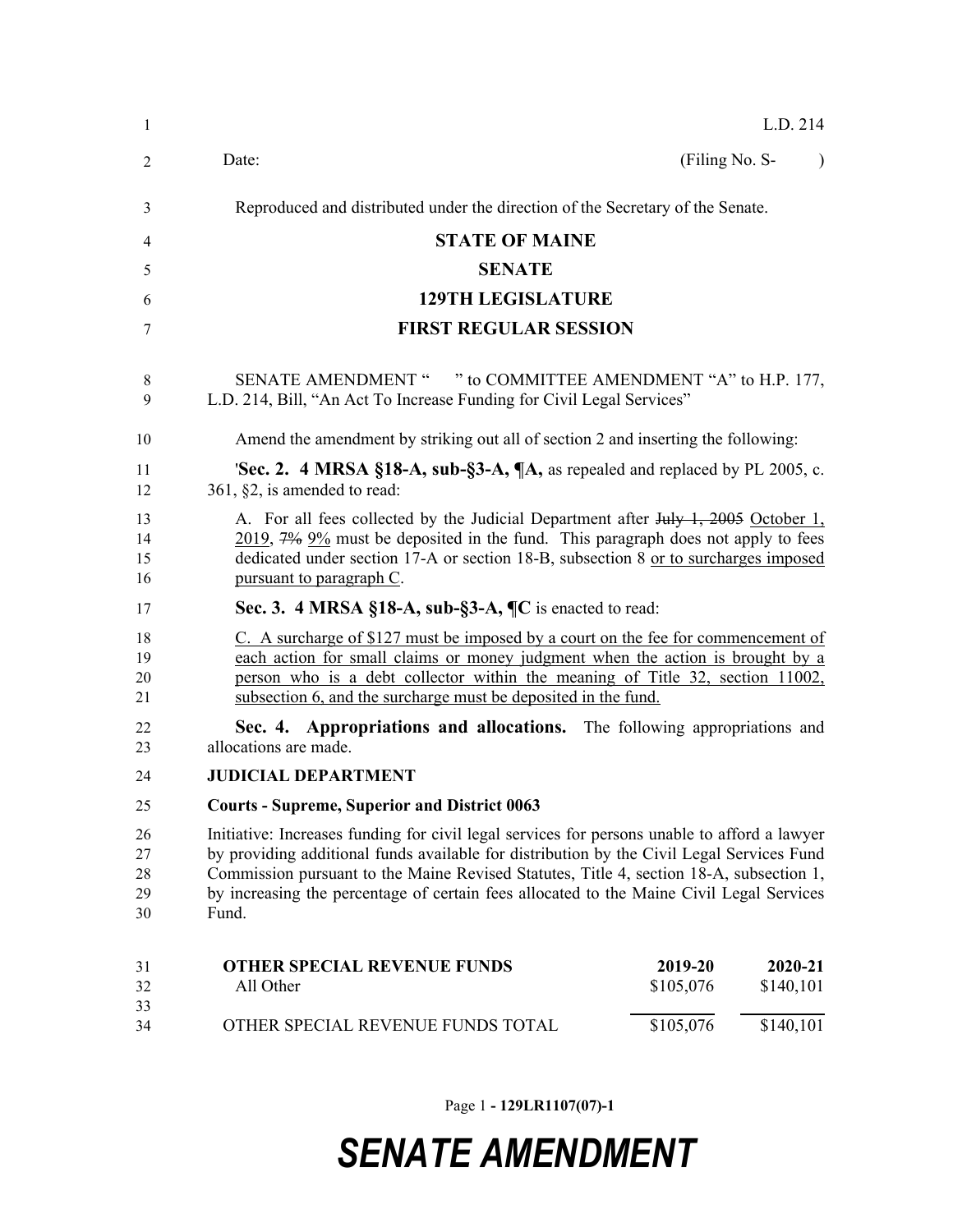L.D. 214

Date: (Filing No. S- )

Reproduced and distributed under the direction of the Secretary of the Senate.

**STATE OF MAINE**

**SENATE**

**129TH LEGISLATURE**

**FIRST REGULAR SESSION**

SENATE AMENDMENT " " to COMMITTEE AMENDMENT "A" to H.P. 177, L.D. 214, Bill, "An Act To Increase Funding for Civil Legal Services"

Amend the amendment by striking out all of section 2 and inserting the following:

'**Sec. 2. 4 MRSA §18-A, sub-§3-A, ¶A,** as repealed and replaced by PL 2005, c. 361, §2, is amended to read:

A. For all fees collected by the Judicial Department after ~~July 1, 2005~~ October 1, 2019, ~~7%~~ 9% must be deposited in the fund. This paragraph does not apply to fees dedicated under section 17-A or section 18-B, subsection 8 or to surcharges imposed pursuant to paragraph C.

**Sec. 3. 4 MRSA §18-A, sub-§3-A, ¶C** is enacted to read:

C. A surcharge of $127 must be imposed by a court on the fee for commencement of each action for small claims or money judgment when the action is brought by a person who is a debt collector within the meaning of Title 32, section 11002, subsection 6, and the surcharge must be deposited in the fund.

**Sec. 4. Appropriations and allocations.** The following appropriations and allocations are made.

**JUDICIAL DEPARTMENT**

**Courts - Supreme, Superior and District 0063**

Initiative: Increases funding for civil legal services for persons unable to afford a lawyer by providing additional funds available for distribution by the Civil Legal Services Fund Commission pursuant to the Maine Revised Statutes, Title 4, section 18-A, subsection 1, by increasing the percentage of certain fees allocated to the Maine Civil Legal Services Fund.

| **OTHER SPECIAL REVENUE FUNDS** | **2019-20** | **2020-21** |
|---|---|---|
| All Other | $105,076 | $140,101 |
| OTHER SPECIAL REVENUE FUNDS TOTAL | $105,076 | $140,101 |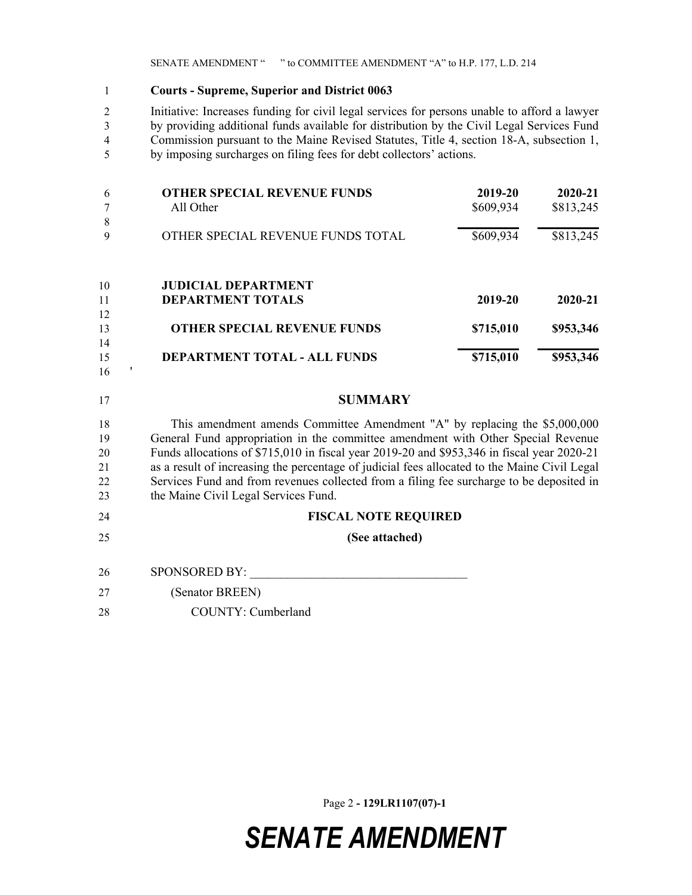**Courts - Supreme, Superior and District 0063**

Initiative: Increases funding for civil legal services for persons unable to afford a lawyer by providing additional funds available for distribution by the Civil Legal Services Fund Commission pursuant to the Maine Revised Statutes, Title 4, section 18-A, subsection 1, by imposing surcharges on filing fees for debt collectors' actions.

| OTHER SPECIAL REVENUE FUNDS | 2019-20 | 2020-21 |
|---|---|---|
| All Other | $609,934 | $813,245 |
| OTHER SPECIAL REVENUE FUNDS TOTAL | $609,934 | $813,245 |

| JUDICIAL DEPARTMENT DEPARTMENT TOTALS | 2019-20 | 2020-21 |
|---|---|---|
| OTHER SPECIAL REVENUE FUNDS | $715,010 | $953,346 |
| DEPARTMENT TOTAL - ALL FUNDS | $715,010 | $953,346 |

'

## SUMMARY

This amendment amends Committee Amendment "A" by replacing the $5,000,000 General Fund appropriation in the committee amendment with Other Special Revenue Funds allocations of $715,010 in fiscal year 2019-20 and $953,346 in fiscal year 2020-21 as a result of increasing the percentage of judicial fees allocated to the Maine Civil Legal Services Fund and from revenues collected from a filing fee surcharge to be deposited in the Maine Civil Legal Services Fund.

**FISCAL NOTE REQUIRED**

**(See attached)**

SPONSORED BY: ___________________________________

(Senator BREEN)

COUNTY: Cumberland